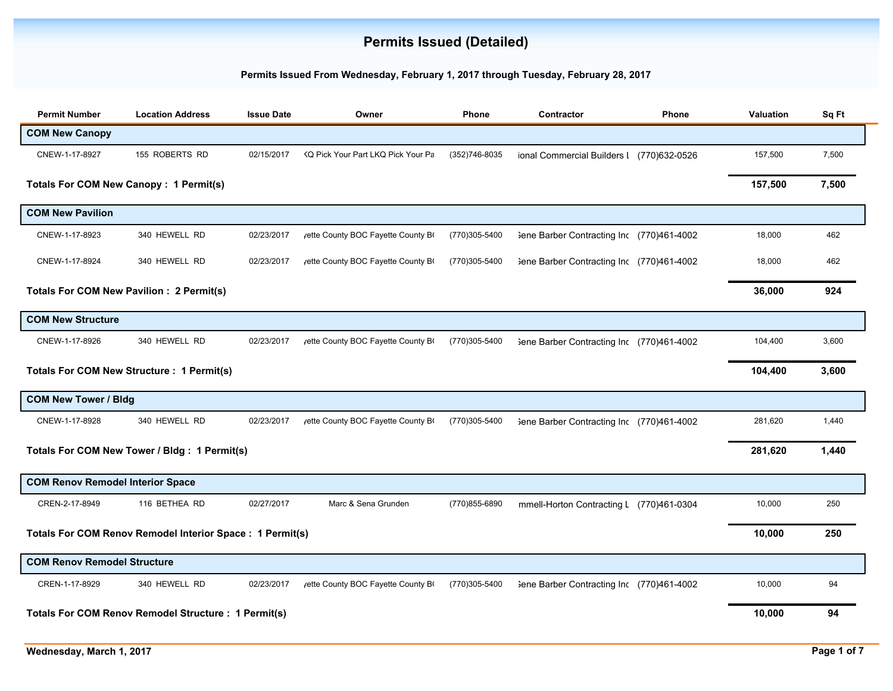# Permits Issued (Detailed)

**Permits Issued From Wednesday, February 1, 2017 through Tuesday, February 28, 2017**

| Permit Number | Location Address | Issue Date | Owner | Phone | Contractor | Phone | Valuation | Sq Ft |
|---|---|---|---|---|---|---|---|---|
| **COM New Canopy** | | | | | | | | |
| CNEW-1-17-8927 | 155 ROBERTS RD | 02/15/2017 | KQ Pick Your Part LKQ Pick Your Pa | (352)746-8035 | ional Commercial Builders L | (770)632-0526 | 157,500 | 7,500 |
| **Totals For COM New Canopy : 1 Permit(s)** | | | | | | | **157,500** | **7,500** |
| **COM New Pavilion** | | | | | | | | |
| CNEW-1-17-8923 | 340 HEWELL RD | 02/23/2017 | yette County BOC Fayette County B( | (770)305-5400 | Gene Barber Contracting Inc | (770)461-4002 | 18,000 | 462 |
| CNEW-1-17-8924 | 340 HEWELL RD | 02/23/2017 | yette County BOC Fayette County B( | (770)305-5400 | Gene Barber Contracting Inc | (770)461-4002 | 18,000 | 462 |
| **Totals For COM New Pavilion : 2 Permit(s)** | | | | | | | **36,000** | **924** |
| **COM New Structure** | | | | | | | | |
| CNEW-1-17-8926 | 340 HEWELL RD | 02/23/2017 | yette County BOC Fayette County B( | (770)305-5400 | Gene Barber Contracting Inc | (770)461-4002 | 104,400 | 3,600 |
| **Totals For COM New Structure : 1 Permit(s)** | | | | | | | **104,400** | **3,600** |
| **COM New Tower / Bldg** | | | | | | | | |
| CNEW-1-17-8928 | 340 HEWELL RD | 02/23/2017 | yette County BOC Fayette County B( | (770)305-5400 | Gene Barber Contracting Inc | (770)461-4002 | 281,620 | 1,440 |
| **Totals For COM New Tower / Bldg : 1 Permit(s)** | | | | | | | **281,620** | **1,440** |
| **COM Renov Remodel Interior Space** | | | | | | | | |
| CREN-2-17-8949 | 116 BETHEA RD | 02/27/2017 | Marc & Sena Grunden | (770)855-6890 | mmell-Horton Contracting L | (770)461-0304 | 10,000 | 250 |
| **Totals For COM Renov Remodel Interior Space : 1 Permit(s)** | | | | | | | **10,000** | **250** |
| **COM Renov Remodel Structure** | | | | | | | | |
| CREN-1-17-8929 | 340 HEWELL RD | 02/23/2017 | yette County BOC Fayette County B( | (770)305-5400 | Gene Barber Contracting Inc | (770)461-4002 | 10,000 | 94 |
| **Totals For COM Renov Remodel Structure : 1 Permit(s)** | | | | | | | **10,000** | **94** |

Wednesday, March 1, 2017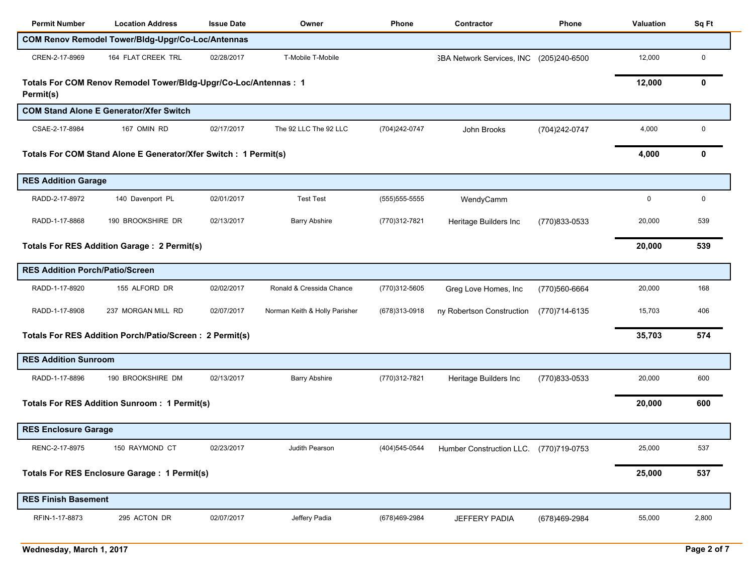| Permit Number | Location Address | Issue Date | Owner | Phone | Contractor | Phone | Valuation | Sq Ft |
|---|---|---|---|---|---|---|---|---|
| **COM Renov Remodel Tower/Bldg-Upgr/Co-Loc/Antennas** | | | | | | | | |
| CREN-2-17-8969 | 164 FLAT CREEK TRL | 02/28/2017 | T-Mobile T-Mobile | | ƷBA Network Services, INC | (205)240-6500 | 12,000 | 0 |
| **Totals For COM Renov Remodel Tower/Bldg-Upgr/Co-Loc/Antennas : 1 Permit(s)** | | | | | | | **12,000** | **0** |
| **COM Stand Alone E Generator/Xfer Switch** | | | | | | | | |
| CSAE-2-17-8984 | 167 OMIN RD | 02/17/2017 | The 92 LLC The 92 LLC | (704)242-0747 | John Brooks | (704)242-0747 | 4,000 | 0 |
| **Totals For COM Stand Alone E Generator/Xfer Switch : 1 Permit(s)** | | | | | | | **4,000** | **0** |
| **RES Addition Garage** | | | | | | | | |
| RADD-2-17-8972 | 140 Davenport PL | 02/01/2017 | Test Test | (555)555-5555 | WendyCamm | | 0 | 0 |
| RADD-1-17-8868 | 190 BROOKSHIRE DR | 02/13/2017 | Barry Abshire | (770)312-7821 | Heritage Builders Inc | (770)833-0533 | 20,000 | 539 |
| **Totals For RES Addition Garage : 2 Permit(s)** | | | | | | | **20,000** | **539** |
| **RES Addition Porch/Patio/Screen** | | | | | | | | |
| RADD-1-17-8920 | 155 ALFORD DR | 02/02/2017 | Ronald & Cressida Chance | (770)312-5605 | Greg Love Homes, Inc | (770)560-6664 | 20,000 | 168 |
| RADD-1-17-8908 | 237 MORGAN MILL RD | 02/07/2017 | Norman Keith & Holly Parisher | (678)313-0918 | ny Robertson Construction | (770)714-6135 | 15,703 | 406 |
| **Totals For RES Addition Porch/Patio/Screen : 2 Permit(s)** | | | | | | | **35,703** | **574** |
| **RES Addition Sunroom** | | | | | | | | |
| RADD-1-17-8896 | 190 BROOKSHIRE DM | 02/13/2017 | Barry Abshire | (770)312-7821 | Heritage Builders Inc | (770)833-0533 | 20,000 | 600 |
| **Totals For RES Addition Sunroom : 1 Permit(s)** | | | | | | | **20,000** | **600** |
| **RES Enclosure Garage** | | | | | | | | |
| RENC-2-17-8975 | 150 RAYMOND CT | 02/23/2017 | Judith Pearson | (404)545-0544 | Humber Construction LLC. | (770)719-0753 | 25,000 | 537 |
| **Totals For RES Enclosure Garage : 1 Permit(s)** | | | | | | | **25,000** | **537** |
| **RES Finish Basement** | | | | | | | | |
| RFIN-1-17-8873 | 295 ACTON DR | 02/07/2017 | Jeffery Padia | (678)469-2984 | JEFFERY PADIA | (678)469-2984 | 55,000 | 2,800 |

Wednesday, March 1, 2017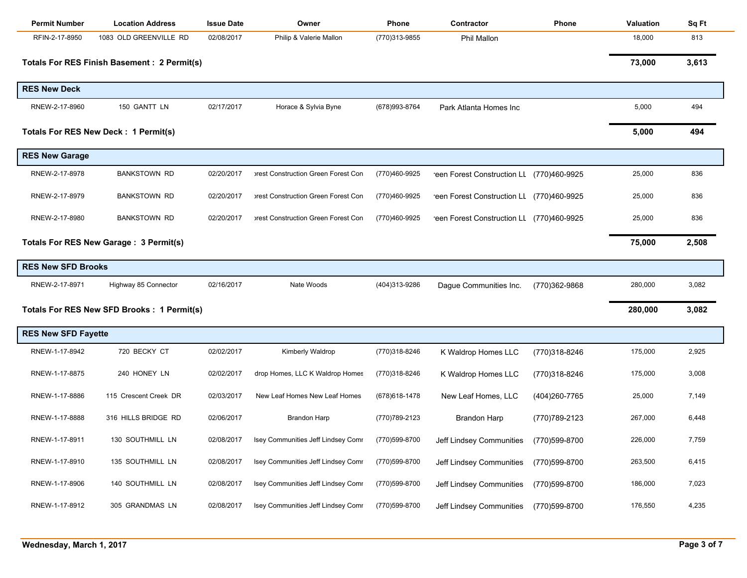| Permit Number | Location Address | Issue Date | Owner | Phone | Contractor | Phone | Valuation | Sq Ft |
|---|---|---|---|---|---|---|---|---|
| RFIN-2-17-8950 | 1083 OLD GREENVILLE RD | 02/08/2017 | Philip & Valerie Mallon | (770)313-9855 | Phil Mallon | | 18,000 | 813 |
| **Totals For RES Finish Basement : 2 Permit(s)** | | | | | | | **73,000** | **3,613** |
| **RES New Deck** | | | | | | | | |
| RNEW-2-17-8960 | 150 GANTT LN | 02/17/2017 | Horace & Sylvia Byne | (678)993-8764 | Park Atlanta Homes Inc | | 5,000 | 494 |
| **Totals For RES New Deck : 1 Permit(s)** | | | | | | | **5,000** | **494** |
| **RES New Garage** | | | | | | | | |
| RNEW-2-17-8978 | BANKSTOWN RD | 02/20/2017 | ›rest Construction Green Forest Con | (770)460-9925 | ·een Forest Construction LL | (770)460-9925 | 25,000 | 836 |
| RNEW-2-17-8979 | BANKSTOWN RD | 02/20/2017 | ›rest Construction Green Forest Con | (770)460-9925 | ·een Forest Construction LL | (770)460-9925 | 25,000 | 836 |
| RNEW-2-17-8980 | BANKSTOWN RD | 02/20/2017 | ›rest Construction Green Forest Con | (770)460-9925 | ·een Forest Construction LL | (770)460-9925 | 25,000 | 836 |
| **Totals For RES New Garage : 3 Permit(s)** | | | | | | | **75,000** | **2,508** |
| **RES New SFD Brooks** | | | | | | | | |
| RNEW-2-17-8971 | Highway 85 Connector | 02/16/2017 | Nate Woods | (404)313-9286 | Dague Communities Inc. | (770)362-9868 | 280,000 | 3,082 |
| **Totals For RES New SFD Brooks : 1 Permit(s)** | | | | | | | **280,000** | **3,082** |
| **RES New SFD Fayette** | | | | | | | | |
| RNEW-1-17-8942 | 720 BECKY CT | 02/02/2017 | Kimberly Waldrop | (770)318-8246 | K Waldrop Homes LLC | (770)318-8246 | 175,000 | 2,925 |
| RNEW-1-17-8875 | 240 HONEY LN | 02/02/2017 | drop Homes, LLC K Waldrop Homes | (770)318-8246 | K Waldrop Homes LLC | (770)318-8246 | 175,000 | 3,008 |
| RNEW-1-17-8886 | 115 Crescent Creek DR | 02/03/2017 | New Leaf Homes New Leaf Homes | (678)618-1478 | New Leaf Homes, LLC | (404)260-7765 | 25,000 | 7,149 |
| RNEW-1-17-8888 | 316 HILLS BRIDGE RD | 02/06/2017 | Brandon Harp | (770)789-2123 | Brandon Harp | (770)789-2123 | 267,000 | 6,448 |
| RNEW-1-17-8911 | 130 SOUTHMILL LN | 02/08/2017 | lsey Communities Jeff Lindsey Comr | (770)599-8700 | Jeff Lindsey Communities | (770)599-8700 | 226,000 | 7,759 |
| RNEW-1-17-8910 | 135 SOUTHMILL LN | 02/08/2017 | lsey Communities Jeff Lindsey Comr | (770)599-8700 | Jeff Lindsey Communities | (770)599-8700 | 263,500 | 6,415 |
| RNEW-1-17-8906 | 140 SOUTHMILL LN | 02/08/2017 | lsey Communities Jeff Lindsey Comr | (770)599-8700 | Jeff Lindsey Communities | (770)599-8700 | 186,000 | 7,023 |
| RNEW-1-17-8912 | 305 GRANDMAS LN | 02/08/2017 | lsey Communities Jeff Lindsey Comr | (770)599-8700 | Jeff Lindsey Communities | (770)599-8700 | 176,550 | 4,235 |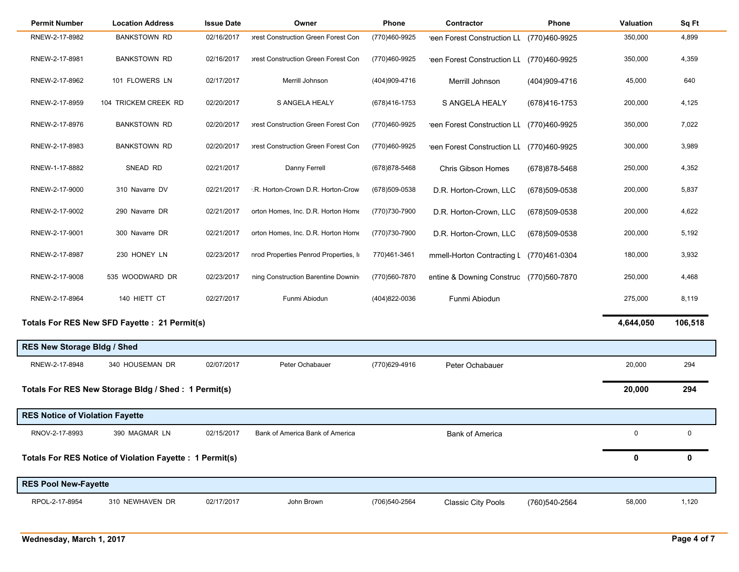| Permit Number | Location Address | Issue Date | Owner | Phone | Contractor | Phone | Valuation | Sq Ft |
|---|---|---|---|---|---|---|---|---|
| RNEW-2-17-8982 | BANKSTOWN RD | 02/16/2017 | orest Construction Green Forest Con | (770)460-9925 | reen Forest Construction LL | (770)460-9925 | 350,000 | 4,899 |
| RNEW-2-17-8981 | BANKSTOWN RD | 02/16/2017 | orest Construction Green Forest Con | (770)460-9925 | reen Forest Construction LL | (770)460-9925 | 350,000 | 4,359 |
| RNEW-2-17-8962 | 101 FLOWERS LN | 02/17/2017 | Merrill Johnson | (404)909-4716 | Merrill Johnson | (404)909-4716 | 45,000 | 640 |
| RNEW-2-17-8959 | 104 TRICKEM CREEK RD | 02/20/2017 | S ANGELA HEALY | (678)416-1753 | S ANGELA HEALY | (678)416-1753 | 200,000 | 4,125 |
| RNEW-2-17-8976 | BANKSTOWN RD | 02/20/2017 | orest Construction Green Forest Con | (770)460-9925 | reen Forest Construction LL | (770)460-9925 | 350,000 | 7,022 |
| RNEW-2-17-8983 | BANKSTOWN RD | 02/20/2017 | orest Construction Green Forest Con | (770)460-9925 | reen Forest Construction LL | (770)460-9925 | 300,000 | 3,989 |
| RNEW-1-17-8882 | SNEAD RD | 02/21/2017 | Danny Ferrell | (678)878-5468 | Chris Gibson Homes | (678)878-5468 | 250,000 | 4,352 |
| RNEW-2-17-9000 | 310 Navarre DV | 02/21/2017 | .R. Horton-Crown D.R. Horton-Crow | (678)509-0538 | D.R. Horton-Crown, LLC | (678)509-0538 | 200,000 | 5,837 |
| RNEW-2-17-9002 | 290 Navarre DR | 02/21/2017 | orton Homes, Inc. D.R. Horton Home | (770)730-7900 | D.R. Horton-Crown, LLC | (678)509-0538 | 200,000 | 4,622 |
| RNEW-2-17-9001 | 300 Navarre DR | 02/21/2017 | orton Homes, Inc. D.R. Horton Home | (770)730-7900 | D.R. Horton-Crown, LLC | (678)509-0538 | 200,000 | 5,192 |
| RNEW-2-17-8987 | 230 HONEY LN | 02/23/2017 | nrod Properties Penrod Properties, In | 770)461-3461 | mmell-Horton Contracting L | (770)461-0304 | 180,000 | 3,932 |
| RNEW-2-17-9008 | 535 WOODWARD DR | 02/23/2017 | ning Construction Barentine Downin | (770)560-7870 | entine & Downing Construc | (770)560-7870 | 250,000 | 4,468 |
| RNEW-2-17-8964 | 140 HIETT CT | 02/27/2017 | Funmi Abiodun | (404)822-0036 | Funmi Abiodun | | 275,000 | 8,119 |

**Totals For RES New SFD Fayette : 21 Permit(s)** — **4,644,050** | **106,518**

## RES New Storage Bldg / Shed

| Permit Number | Location Address | Issue Date | Owner | Phone | Contractor | Phone | Valuation | Sq Ft |
|---|---|---|---|---|---|---|---|---|
| RNEW-2-17-8948 | 340 HOUSEMAN DR | 02/07/2017 | Peter Ochabauer | (770)629-4916 | Peter Ochabauer | | 20,000 | 294 |

**Totals For RES New Storage Bldg / Shed : 1 Permit(s)** — **20,000** | **294**

## RES Notice of Violation Fayette

| Permit Number | Location Address | Issue Date | Owner | Phone | Contractor | Phone | Valuation | Sq Ft |
|---|---|---|---|---|---|---|---|---|
| RNOV-2-17-8993 | 390 MAGMAR LN | 02/15/2017 | Bank of America Bank of America | | Bank of America | | 0 | 0 |

**Totals For RES Notice of Violation Fayette : 1 Permit(s)** — **0** | **0**

## RES Pool New-Fayette

| Permit Number | Location Address | Issue Date | Owner | Phone | Contractor | Phone | Valuation | Sq Ft |
|---|---|---|---|---|---|---|---|---|
| RPOL-2-17-8954 | 310 NEWHAVEN DR | 02/17/2017 | John Brown | (706)540-2564 | Classic City Pools | (760)540-2564 | 58,000 | 1,120 |

Wednesday, March 1, 2017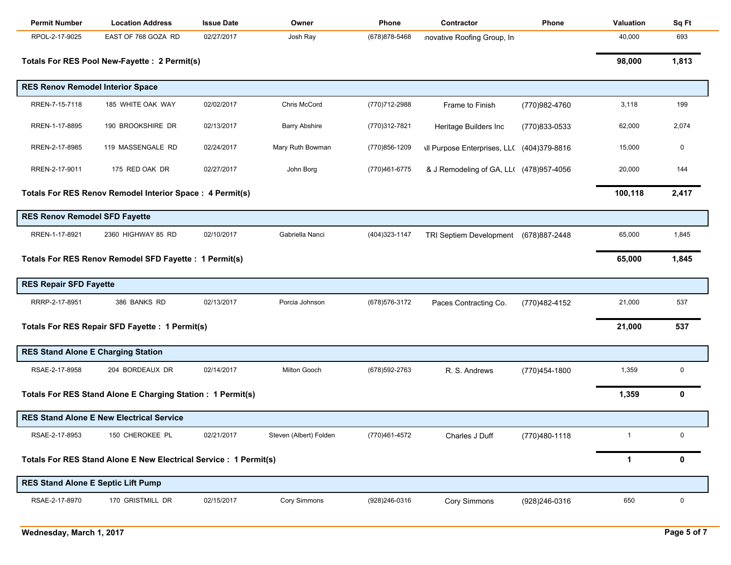| Permit Number | Location Address | Issue Date | Owner | Phone | Contractor | Phone | Valuation | Sq Ft |
|---|---|---|---|---|---|---|---|---|
| RPOL-2-17-9025 | EAST OF 768 GOZA RD | 02/27/2017 | Josh Ray | (678)878-5468 | ınovative Roofing Group, In | | 40,000 | 693 |
| **Totals For RES Pool New-Fayette : 2 Permit(s)** | | | | | | | **98,000** | **1,813** |
| **RES Renov Remodel Interior Space** | | | | | | | | |
| RREN-7-15-7118 | 185 WHITE OAK WAY | 02/02/2017 | Chris McCord | (770)712-2988 | Frame to Finish | (770)982-4760 | 3,118 | 199 |
| RREN-1-17-8895 | 190 BROOKSHIRE DR | 02/13/2017 | Barry Abshire | (770)312-7821 | Heritage Builders Inc | (770)833-0533 | 62,000 | 2,074 |
| RREN-2-17-8985 | 119 MASSENGALE RD | 02/24/2017 | Mary Ruth Bowman | (770)856-1209 | ıll Purpose Enterprises, LL( | (404)379-8816 | 15,000 | 0 |
| RREN-2-17-9011 | 175 RED OAK DR | 02/27/2017 | John Borg | (770)461-6775 | & J Remodeling of GA, LL( | (478)957-4056 | 20,000 | 144 |
| **Totals For RES Renov Remodel Interior Space : 4 Permit(s)** | | | | | | | **100,118** | **2,417** |
| **RES Renov Remodel SFD Fayette** | | | | | | | | |
| RREN-1-17-8921 | 2360 HIGHWAY 85 RD | 02/10/2017 | Gabriella Nanci | (404)323-1147 | TRI Septiem Development | (678)887-2448 | 65,000 | 1,845 |
| **Totals For RES Renov Remodel SFD Fayette : 1 Permit(s)** | | | | | | | **65,000** | **1,845** |
| **RES Repair SFD Fayette** | | | | | | | | |
| RRRP-2-17-8951 | 386 BANKS RD | 02/13/2017 | Porcia Johnson | (678)576-3172 | Paces Contracting Co. | (770)482-4152 | 21,000 | 537 |
| **Totals For RES Repair SFD Fayette : 1 Permit(s)** | | | | | | | **21,000** | **537** |
| **RES Stand Alone E Charging Station** | | | | | | | | |
| RSAE-2-17-8958 | 204 BORDEAUX DR | 02/14/2017 | Milton Gooch | (678)592-2763 | R. S. Andrews | (770)454-1800 | 1,359 | 0 |
| **Totals For RES Stand Alone E Charging Station : 1 Permit(s)** | | | | | | | **1,359** | **0** |
| **RES Stand Alone E New Electrical Service** | | | | | | | | |
| RSAE-2-17-8953 | 150 CHEROKEE PL | 02/21/2017 | Steven (Albert) Folden | (770)461-4572 | Charles J Duff | (770)480-1118 | 1 | 0 |
| **Totals For RES Stand Alone E New Electrical Service : 1 Permit(s)** | | | | | | | **1** | **0** |
| **RES Stand Alone E Septic Lift Pump** | | | | | | | | |
| RSAE-2-17-8970 | 170 GRISTMILL DR | 02/15/2017 | Cory Simmons | (928)246-0316 | Cory Simmons | (928)246-0316 | 650 | 0 |

Wednesday, March 1, 2017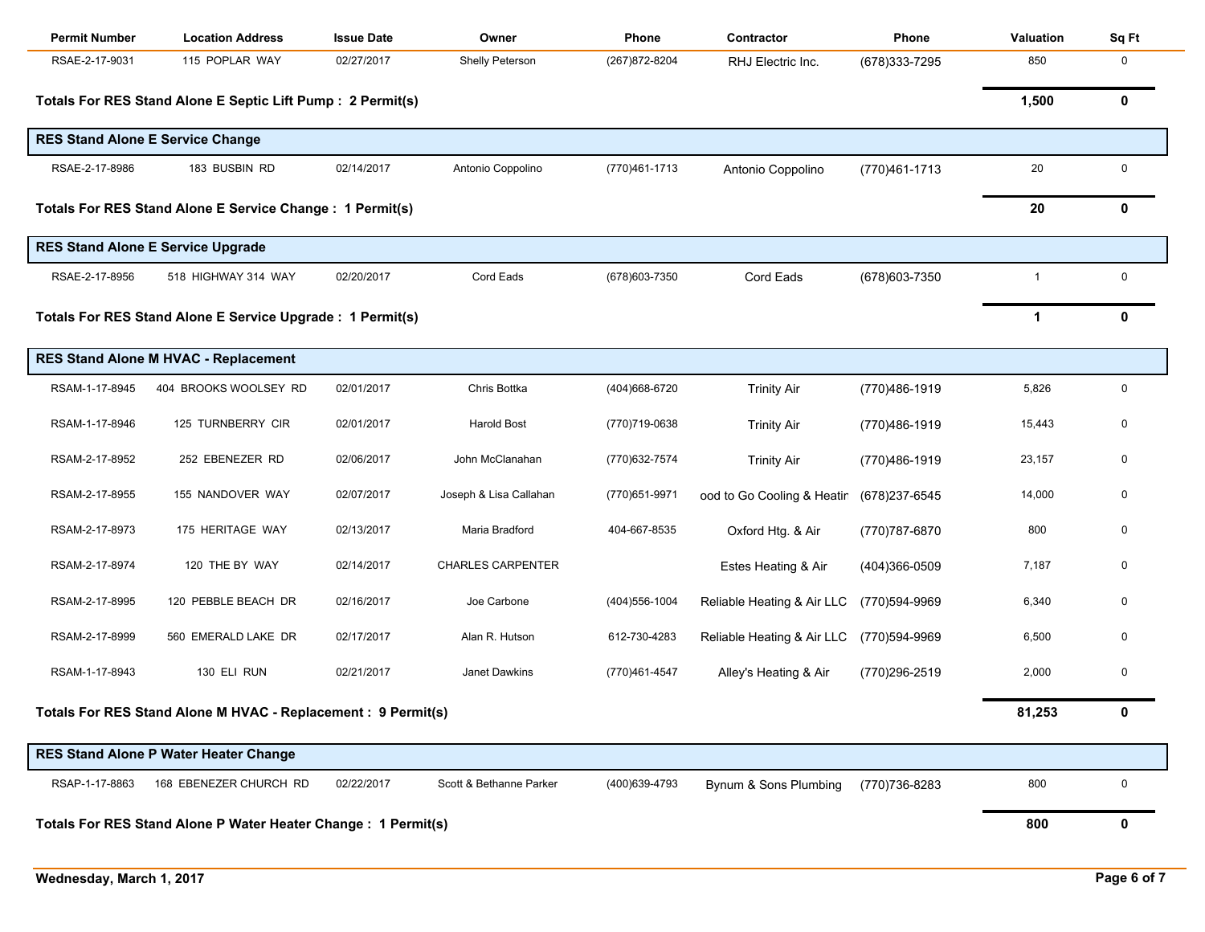| Permit Number | Location Address | Issue Date | Owner | Phone | Contractor | Phone | Valuation | Sq Ft |
|---|---|---|---|---|---|---|---|---|
| RSAE-2-17-9031 | 115 POPLAR WAY | 02/27/2017 | Shelly Peterson | (267)872-8204 | RHJ Electric Inc. | (678)333-7295 | 850 | 0 |
| **Totals For RES Stand Alone E Septic Lift Pump : 2 Permit(s)** | | | | | | | **1,500** | **0** |
| **RES Stand Alone E Service Change** | | | | | | | | |
| RSAE-2-17-8986 | 183 BUSBIN RD | 02/14/2017 | Antonio Coppolino | (770)461-1713 | Antonio Coppolino | (770)461-1713 | 20 | 0 |
| **Totals For RES Stand Alone E Service Change : 1 Permit(s)** | | | | | | | **20** | **0** |
| **RES Stand Alone E Service Upgrade** | | | | | | | | |
| RSAE-2-17-8956 | 518 HIGHWAY 314 WAY | 02/20/2017 | Cord Eads | (678)603-7350 | Cord Eads | (678)603-7350 | 1 | 0 |
| **Totals For RES Stand Alone E Service Upgrade : 1 Permit(s)** | | | | | | | **1** | **0** |
| **RES Stand Alone M HVAC - Replacement** | | | | | | | | |
| RSAM-1-17-8945 | 404 BROOKS WOOLSEY RD | 02/01/2017 | Chris Bottka | (404)668-6720 | Trinity Air | (770)486-1919 | 5,826 | 0 |
| RSAM-1-17-8946 | 125 TURNBERRY CIR | 02/01/2017 | Harold Bost | (770)719-0638 | Trinity Air | (770)486-1919 | 15,443 | 0 |
| RSAM-2-17-8952 | 252 EBENEZER RD | 02/06/2017 | John McClanahan | (770)632-7574 | Trinity Air | (770)486-1919 | 23,157 | 0 |
| RSAM-2-17-8955 | 155 NANDOVER WAY | 02/07/2017 | Joseph & Lisa Callahan | (770)651-9971 | ood to Go Cooling & Heatin | (678)237-6545 | 14,000 | 0 |
| RSAM-2-17-8973 | 175 HERITAGE WAY | 02/13/2017 | Maria Bradford | 404-667-8535 | Oxford Htg. & Air | (770)787-6870 | 800 | 0 |
| RSAM-2-17-8974 | 120 THE BY WAY | 02/14/2017 | CHARLES CARPENTER | | Estes Heating & Air | (404)366-0509 | 7,187 | 0 |
| RSAM-2-17-8995 | 120 PEBBLE BEACH DR | 02/16/2017 | Joe Carbone | (404)556-1004 | Reliable Heating & Air LLC | (770)594-9969 | 6,340 | 0 |
| RSAM-2-17-8999 | 560 EMERALD LAKE DR | 02/17/2017 | Alan R. Hutson | 612-730-4283 | Reliable Heating & Air LLC | (770)594-9969 | 6,500 | 0 |
| RSAM-1-17-8943 | 130 ELI RUN | 02/21/2017 | Janet Dawkins | (770)461-4547 | Alley's Heating & Air | (770)296-2519 | 2,000 | 0 |
| **Totals For RES Stand Alone M HVAC - Replacement : 9 Permit(s)** | | | | | | | **81,253** | **0** |
| **RES Stand Alone P Water Heater Change** | | | | | | | | |
| RSAP-1-17-8863 | 168 EBENEZER CHURCH RD | 02/22/2017 | Scott & Bethanne Parker | (400)639-4793 | Bynum & Sons Plumbing | (770)736-8283 | 800 | 0 |
| **Totals For RES Stand Alone P Water Heater Change : 1 Permit(s)** | | | | | | | **800** | **0** |

Wednesday, March 1, 2017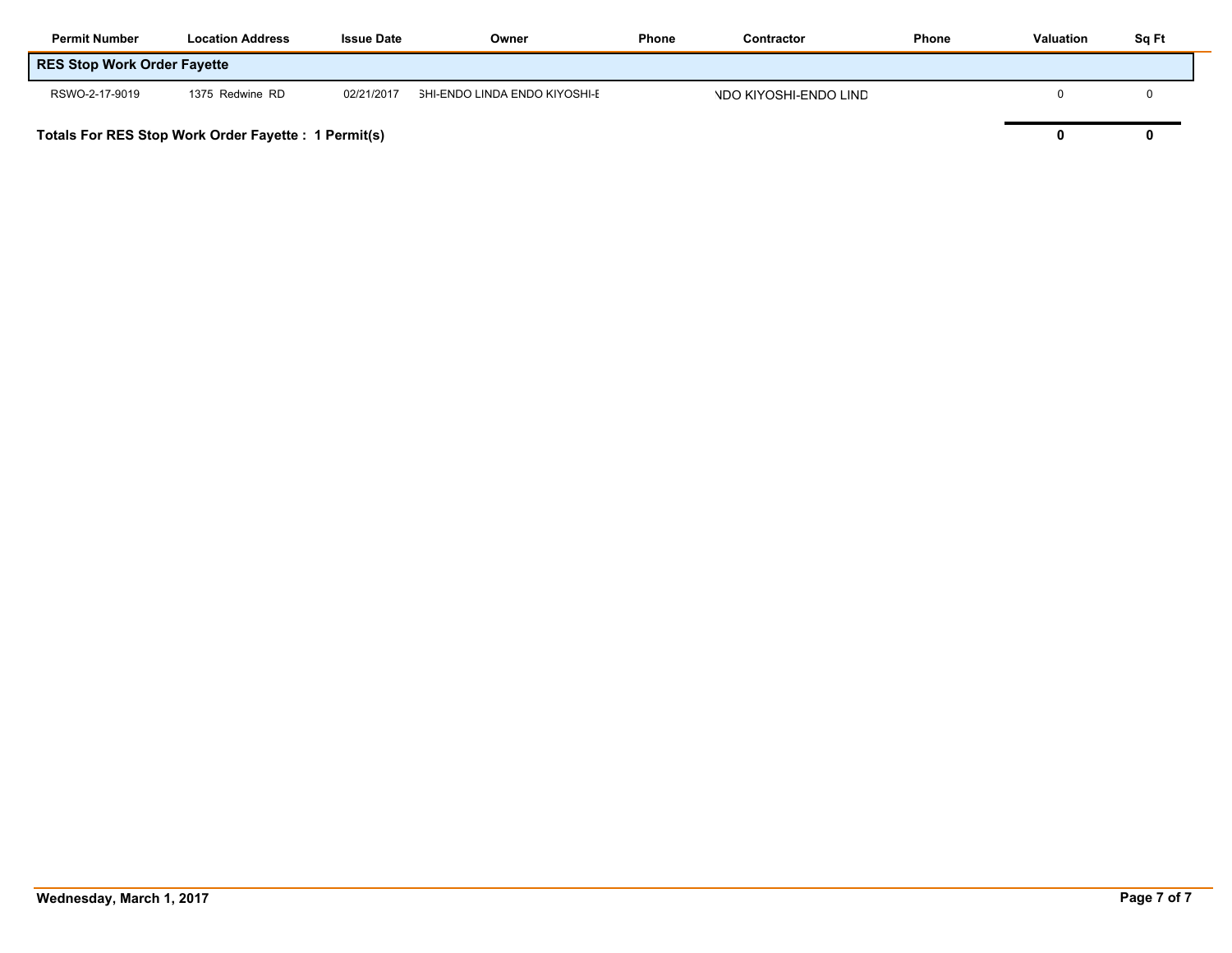| Permit Number | Location Address | Issue Date | Owner | Phone | Contractor | Phone | Valuation | Sq Ft |
|---|---|---|---|---|---|---|---|---|
| **RES Stop Work Order Fayette** | | | | | | | | |
| RSWO-2-17-9019 | 1375 Redwine RD | 02/21/2017 | SHI-ENDO LINDA ENDO KIYOSHI-E | | NDO KIYOSHI-ENDO LIND | | 0 | 0 |
| **Totals For RES Stop Work Order Fayette : 1 Permit(s)** | | | | | | | **0** | **0** |